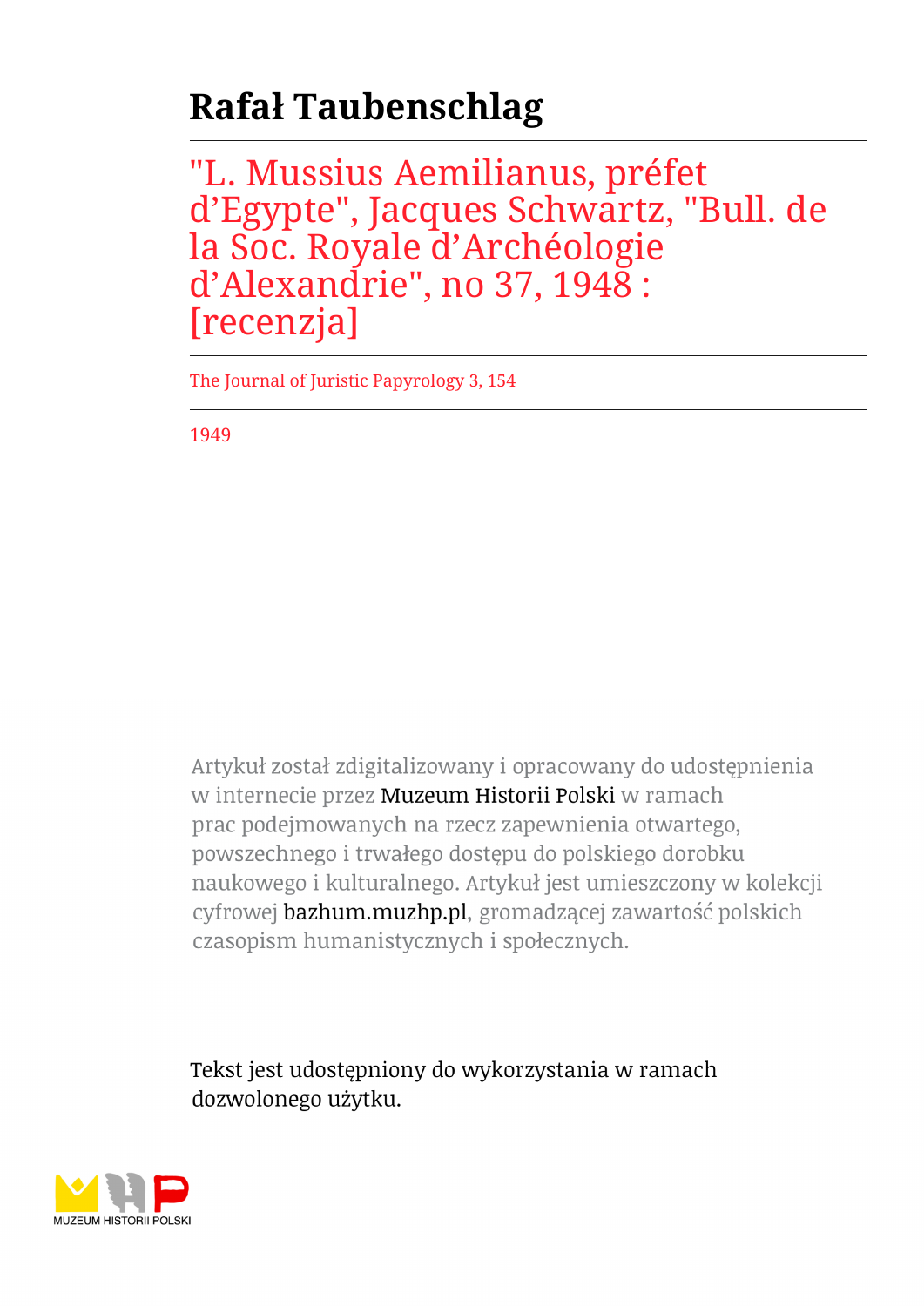# Rafał Taubenschlag

## "L. Mussius Aemilianus, préfet d'Egypte", Jacques Schwartz, "Bull. de la Soc. Royale d'Archéologie d'Alexandrie", no 37, 1948 : [recenzja]

The Journal of Juristic Papyrology 3, 154

1949

Artykuł został zdigitalizowany i opracowany do udostępnienia w internecie przez Muzeum Historii Polski w ramach prac podejmowanych na rzecz zapewnienia otwartego, powszechnego i trwałego dostępu do polskiego dorobku naukowego i kulturalnego. Artykuł jest umieszczony w kolekcji cyfrowej bazhum.muzhp.pl, gromadzącej zawartość polskich czasopism humanistycznych i społecznych.

Tekst jest udostępniony do wykorzystania w ramach dozwolonego użytku.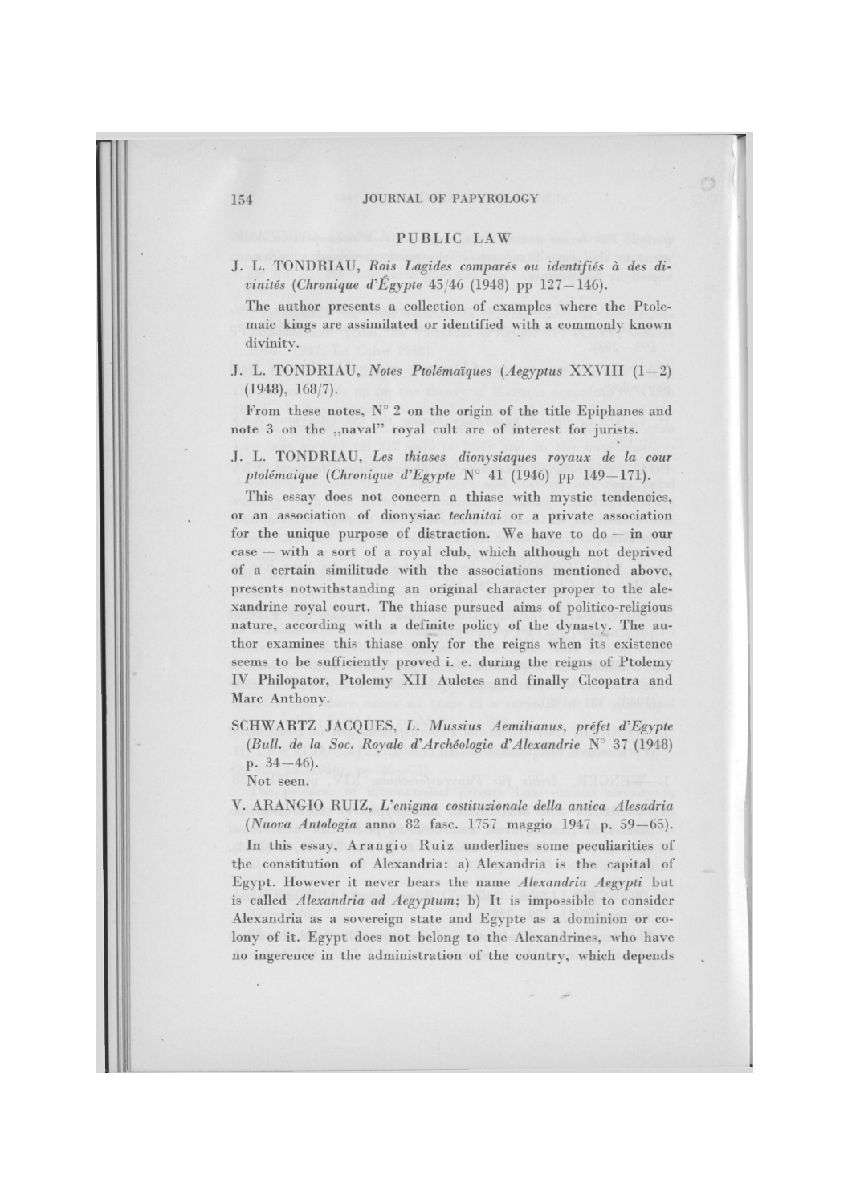## PUBLIC LAW

J. L. TONDRIAU, *Rois Lagides comparés ou identifiés à des divinités* (*Chronique d'Égypte* 45/46 (1948) pp 127—146).

The author presents a collection of examples where the Ptolemaic kings are assimilated or identified with a commonly known divinity.

J. L. TONDRIAU, *Notes Ptolémaïques* (*Aegyptus* XXVIII (1—2) (1948), 168/7).

From these notes, N° 2 on the origin of the title Epiphanes and note 3 on the „naval" royal cult are of interest for jurists.

J. L. TONDRIAU, *Les thiases dionysiaques royaux de la cour ptolémaique* (*Chronique d'Egypte* N° 41 (1946) pp 149—171).

This essay does not concern a thiase with mystic tendencies, or an association of dionysiac *technitai* or a private association for the unique purpose of distraction. We have to do — in our case — with a sort of a royal club, which although not deprived of a certain similitude with the associations mentioned above, presents notwithstanding an original character proper to the alexandrine royal court. The thiase pursued aims of politico-religious nature, according with a definite policy of the dynasty. The author examines this thiase only for the reigns when its existence seems to be sufficiently proved i. e. during the reigns of Ptolemy IV Philopator, Ptolemy XII Auletes and finally Cleopatra and Marc Anthony.

SCHWARTZ JACQUES, *L. Mussius Aemilianus, préfet d'Egypte* (*Bull. de la Soc. Royale d'Archéologie d'Alexandrie* N° 37 (1948) p. 34—46).

Not seen.

V. ARANGIO RUIZ, *L'enigma costituzionale della antica Alesadria* (*Nuova Antologia* anno 82 fasc. 1757 maggio 1947 p. 59—65).

In this essay, Arangio Ruiz underlines some peculiarities of the constitution of Alexandria: a) Alexandria is the capital of Egypt. However it never bears the name *Alexandria Aegypti* but is called *Alexandria ad Aegyptum*; b) It is impossible to consider Alexandria as a sovereign state and Egypte as a dominion or colony of it. Egypt does not belong to the Alexandrines, who have no ingerence in the administration of the country, which depends